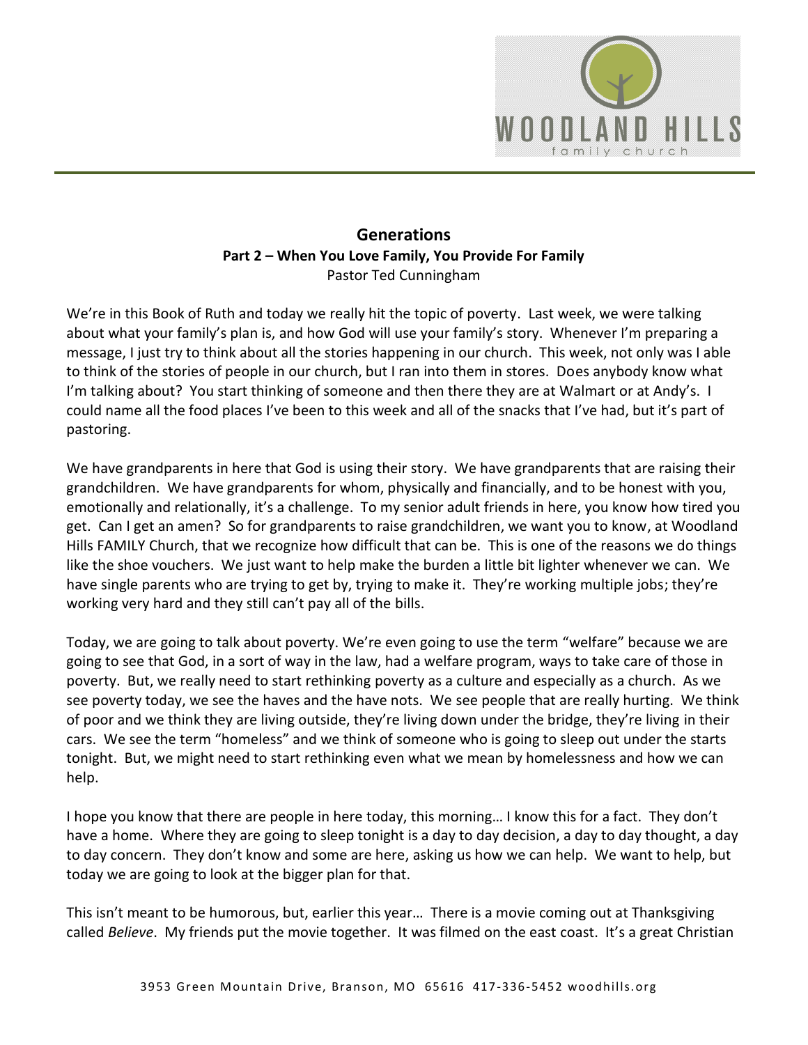# Generations

## Part 2 – When You Love Family, You Provide For Family

Pastor Ted Cunningham

We're in this Book of Ruth and today we really hit the topic of poverty. Last week, we were talking about what your family's plan is, and how God will use your family's story. Whenever I'm preparing a message, I just try to think about all the stories happening in our church. This week, not only was I able to think of the stories of people in our church, but I ran into them in stores. Does anybody know what I'm talking about? You start thinking of someone and then there they are at Walmart or at Andy's. I could name all the food places I've been to this week and all of the snacks that I've had, but it's part of pastoring.

We have grandparents in here that God is using their story. We have grandparents that are raising their grandchildren. We have grandparents for whom, physically and financially, and to be honest with you, emotionally and relationally, it's a challenge. To my senior adult friends in here, you know how tired you get. Can I get an amen? So for grandparents to raise grandchildren, we want you to know, at Woodland Hills FAMILY Church, that we recognize how difficult that can be. This is one of the reasons we do things like the shoe vouchers. We just want to help make the burden a little bit lighter whenever we can. We have single parents who are trying to get by, trying to make it. They're working multiple jobs; they're working very hard and they still can't pay all of the bills.

Today, we are going to talk about poverty. We're even going to use the term "welfare" because we are going to see that God, in a sort of way in the law, had a welfare program, ways to take care of those in poverty. But, we really need to start rethinking poverty as a culture and especially as a church. As we see poverty today, we see the haves and the have nots. We see people that are really hurting. We think of poor and we think they are living outside, they're living down under the bridge, they're living in their cars. We see the term "homeless" and we think of someone who is going to sleep out under the starts tonight. But, we might need to start rethinking even what we mean by homelessness and how we can help.

I hope you know that there are people in here today, this morning… I know this for a fact. They don't have a home. Where they are going to sleep tonight is a day to day decision, a day to day thought, a day to day concern. They don't know and some are here, asking us how we can help. We want to help, but today we are going to look at the bigger plan for that.

This isn't meant to be humorous, but, earlier this year… There is a movie coming out at Thanksgiving called *Believe*. My friends put the movie together. It was filmed on the east coast. It's a great Christian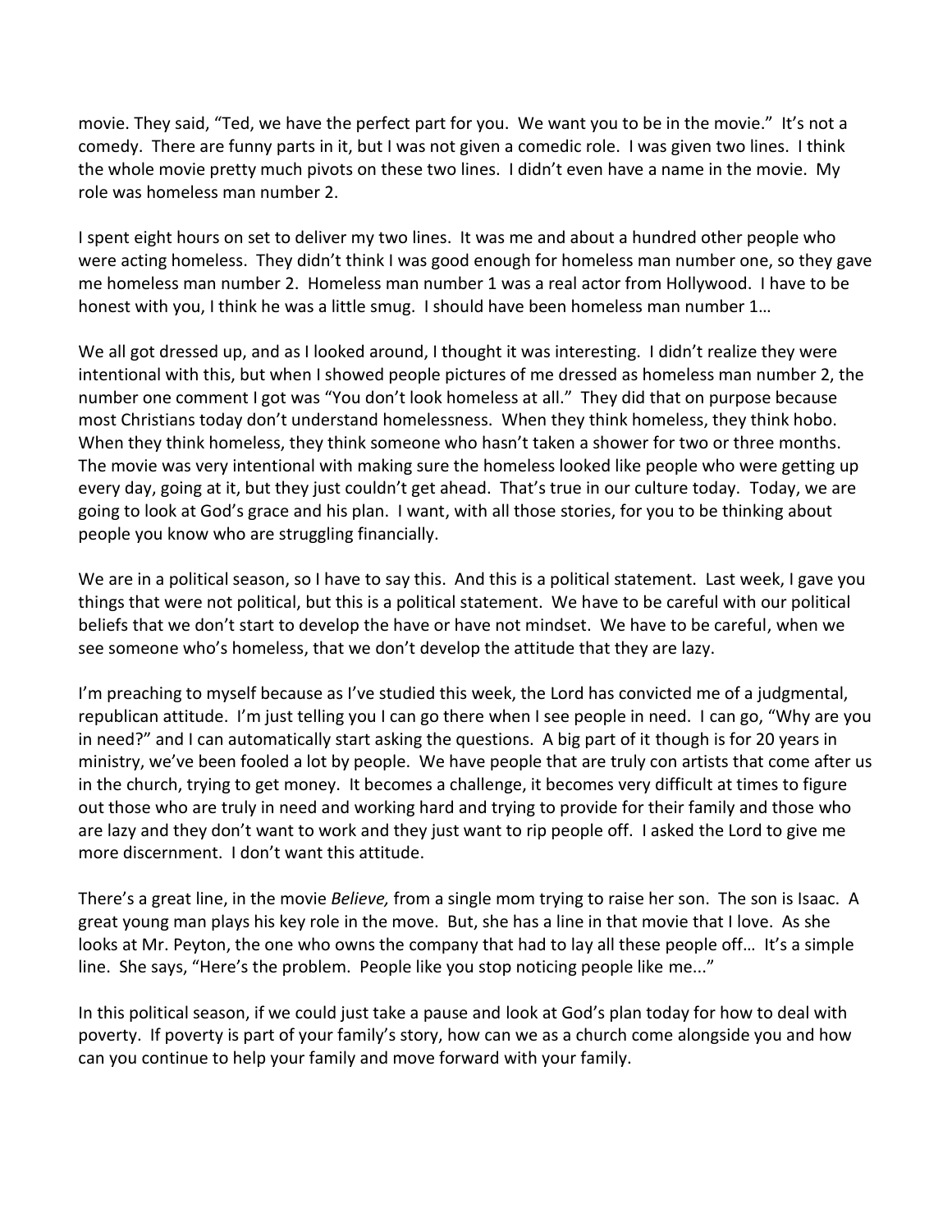movie. They said, "Ted, we have the perfect part for you. We want you to be in the movie." It's not a comedy. There are funny parts in it, but I was not given a comedic role. I was given two lines. I think the whole movie pretty much pivots on these two lines. I didn't even have a name in the movie. My role was homeless man number 2.

I spent eight hours on set to deliver my two lines. It was me and about a hundred other people who were acting homeless. They didn't think I was good enough for homeless man number one, so they gave me homeless man number 2. Homeless man number 1 was a real actor from Hollywood. I have to be honest with you, I think he was a little smug. I should have been homeless man number 1…

We all got dressed up, and as I looked around, I thought it was interesting. I didn't realize they were intentional with this, but when I showed people pictures of me dressed as homeless man number 2, the number one comment I got was "You don't look homeless at all." They did that on purpose because most Christians today don't understand homelessness. When they think homeless, they think hobo. When they think homeless, they think someone who hasn't taken a shower for two or three months. The movie was very intentional with making sure the homeless looked like people who were getting up every day, going at it, but they just couldn't get ahead. That's true in our culture today. Today, we are going to look at God's grace and his plan. I want, with all those stories, for you to be thinking about people you know who are struggling financially.

We are in a political season, so I have to say this. And this is a political statement. Last week, I gave you things that were not political, but this is a political statement. We have to be careful with our political beliefs that we don't start to develop the have or have not mindset. We have to be careful, when we see someone who's homeless, that we don't develop the attitude that they are lazy.

I'm preaching to myself because as I've studied this week, the Lord has convicted me of a judgmental, republican attitude. I'm just telling you I can go there when I see people in need. I can go, "Why are you in need?" and I can automatically start asking the questions. A big part of it though is for 20 years in ministry, we've been fooled a lot by people. We have people that are truly con artists that come after us in the church, trying to get money. It becomes a challenge, it becomes very difficult at times to figure out those who are truly in need and working hard and trying to provide for their family and those who are lazy and they don't want to work and they just want to rip people off. I asked the Lord to give me more discernment. I don't want this attitude.

There's a great line, in the movie *Believe,* from a single mom trying to raise her son. The son is Isaac. A great young man plays his key role in the move. But, she has a line in that movie that I love. As she looks at Mr. Peyton, the one who owns the company that had to lay all these people off… It's a simple line. She says, "Here's the problem. People like you stop noticing people like me..."

In this political season, if we could just take a pause and look at God's plan today for how to deal with poverty. If poverty is part of your family's story, how can we as a church come alongside you and how can you continue to help your family and move forward with your family.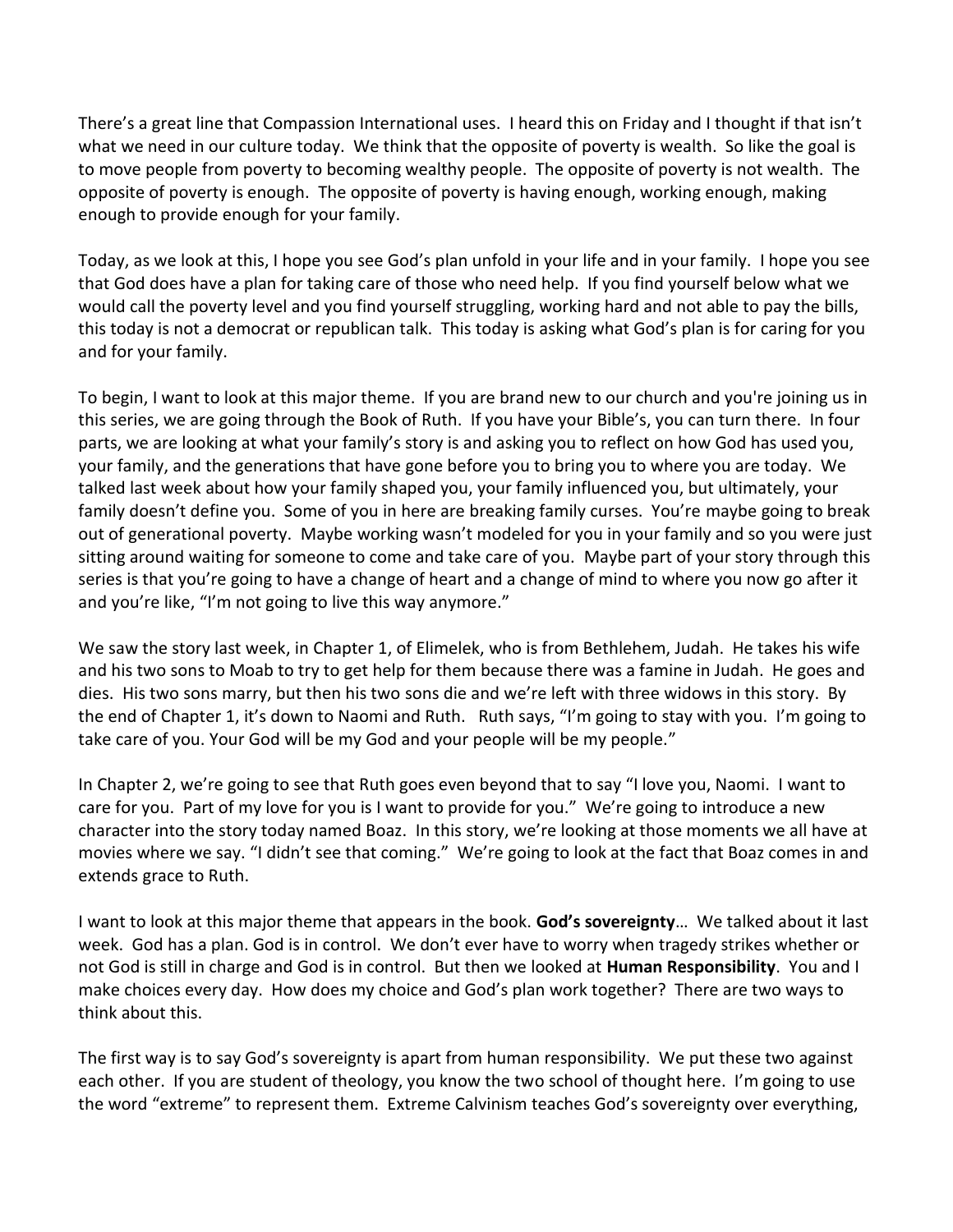There's a great line that Compassion International uses. I heard this on Friday and I thought if that isn't what we need in our culture today. We think that the opposite of poverty is wealth. So like the goal is to move people from poverty to becoming wealthy people. The opposite of poverty is not wealth. The opposite of poverty is enough. The opposite of poverty is having enough, working enough, making enough to provide enough for your family.

Today, as we look at this, I hope you see God's plan unfold in your life and in your family. I hope you see that God does have a plan for taking care of those who need help. If you find yourself below what we would call the poverty level and you find yourself struggling, working hard and not able to pay the bills, this today is not a democrat or republican talk. This today is asking what God's plan is for caring for you and for your family.

To begin, I want to look at this major theme. If you are brand new to our church and you're joining us in this series, we are going through the Book of Ruth. If you have your Bible's, you can turn there. In four parts, we are looking at what your family's story is and asking you to reflect on how God has used you, your family, and the generations that have gone before you to bring you to where you are today. We talked last week about how your family shaped you, your family influenced you, but ultimately, your family doesn't define you. Some of you in here are breaking family curses. You're maybe going to break out of generational poverty. Maybe working wasn't modeled for you in your family and so you were just sitting around waiting for someone to come and take care of you. Maybe part of your story through this series is that you're going to have a change of heart and a change of mind to where you now go after it and you're like, "I'm not going to live this way anymore."

We saw the story last week, in Chapter 1, of Elimelek, who is from Bethlehem, Judah. He takes his wife and his two sons to Moab to try to get help for them because there was a famine in Judah. He goes and dies. His two sons marry, but then his two sons die and we're left with three widows in this story. By the end of Chapter 1, it's down to Naomi and Ruth. Ruth says, "I'm going to stay with you. I'm going to take care of you. Your God will be my God and your people will be my people."

In Chapter 2, we're going to see that Ruth goes even beyond that to say "I love you, Naomi. I want to care for you. Part of my love for you is I want to provide for you." We're going to introduce a new character into the story today named Boaz. In this story, we're looking at those moments we all have at movies where we say. "I didn't see that coming." We're going to look at the fact that Boaz comes in and extends grace to Ruth.

I want to look at this major theme that appears in the book. **God's sovereignty**… We talked about it last week. God has a plan. God is in control. We don't ever have to worry when tragedy strikes whether or not God is still in charge and God is in control. But then we looked at **Human Responsibility**. You and I make choices every day. How does my choice and God's plan work together? There are two ways to think about this.

The first way is to say God's sovereignty is apart from human responsibility. We put these two against each other. If you are student of theology, you know the two school of thought here. I'm going to use the word "extreme" to represent them. Extreme Calvinism teaches God's sovereignty over everything,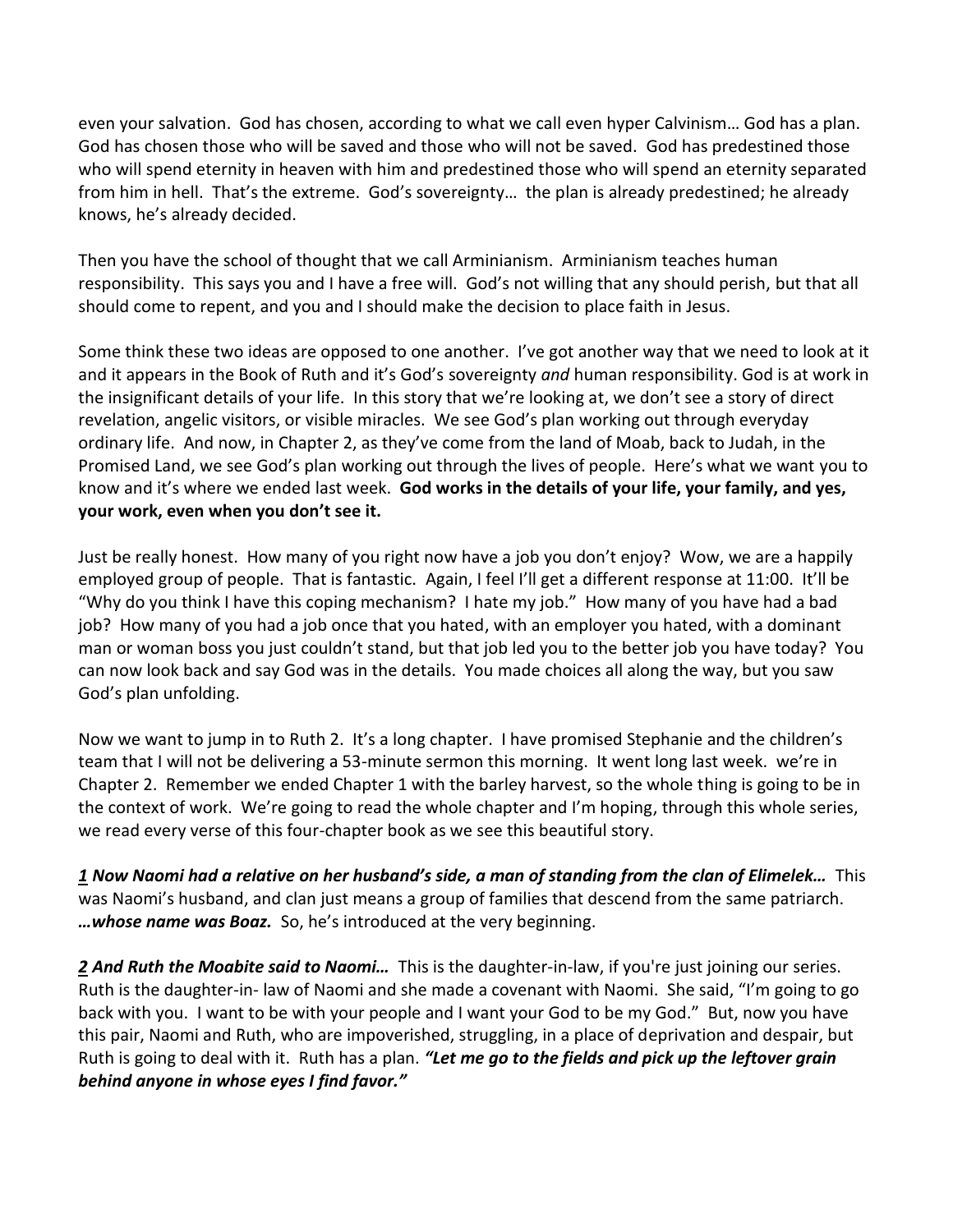even your salvation. God has chosen, according to what we call even hyper Calvinism… God has a plan. God has chosen those who will be saved and those who will not be saved. God has predestined those who will spend eternity in heaven with him and predestined those who will spend an eternity separated from him in hell. That's the extreme. God's sovereignty… the plan is already predestined; he already knows, he's already decided.

Then you have the school of thought that we call Arminianism. Arminianism teaches human responsibility. This says you and I have a free will. God's not willing that any should perish, but that all should come to repent, and you and I should make the decision to place faith in Jesus.

Some think these two ideas are opposed to one another. I've got another way that we need to look at it and it appears in the Book of Ruth and it's God's sovereignty *and* human responsibility. God is at work in the insignificant details of your life. In this story that we're looking at, we don't see a story of direct revelation, angelic visitors, or visible miracles. We see God's plan working out through everyday ordinary life. And now, in Chapter 2, as they've come from the land of Moab, back to Judah, in the Promised Land, we see God's plan working out through the lives of people. Here's what we want you to know and it's where we ended last week. **God works in the details of your life, your family, and yes, your work, even when you don't see it.**

Just be really honest. How many of you right now have a job you don't enjoy? Wow, we are a happily employed group of people. That is fantastic. Again, I feel I'll get a different response at 11:00. It'll be "Why do you think I have this coping mechanism? I hate my job." How many of you have had a bad job? How many of you had a job once that you hated, with an employer you hated, with a dominant man or woman boss you just couldn't stand, but that job led you to the better job you have today? You can now look back and say God was in the details. You made choices all along the way, but you saw God's plan unfolding.

Now we want to jump in to Ruth 2. It's a long chapter. I have promised Stephanie and the children's team that I will not be delivering a 53-minute sermon this morning. It went long last week. we're in Chapter 2. Remember we ended Chapter 1 with the barley harvest, so the whole thing is going to be in the context of work. We're going to read the whole chapter and I'm hoping, through this whole series, we read every verse of this four-chapter book as we see this beautiful story.

***1 Now Naomi had a relative on her husband's side, a man of standing from the clan of Elimelek…*** This was Naomi's husband, and clan just means a group of families that descend from the same patriarch. ***…whose name was Boaz.*** So, he's introduced at the very beginning.

***2 And Ruth the Moabite said to Naomi…*** This is the daughter-in-law, if you're just joining our series. Ruth is the daughter-in- law of Naomi and she made a covenant with Naomi. She said, "I'm going to go back with you. I want to be with your people and I want your God to be my God." But, now you have this pair, Naomi and Ruth, who are impoverished, struggling, in a place of deprivation and despair, but Ruth is going to deal with it. Ruth has a plan. ***"Let me go to the fields and pick up the leftover grain behind anyone in whose eyes I find favor."***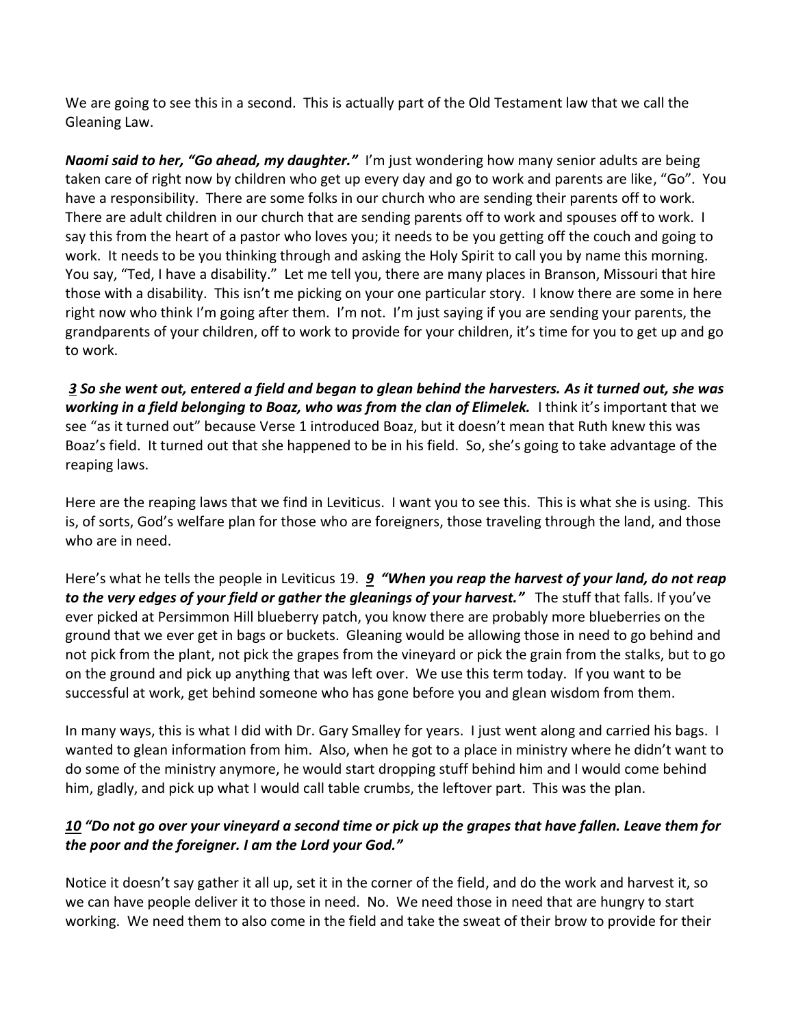We are going to see this in a second. This is actually part of the Old Testament law that we call the Gleaning Law.

***Naomi said to her, "Go ahead, my daughter."*** I'm just wondering how many senior adults are being taken care of right now by children who get up every day and go to work and parents are like, "Go". You have a responsibility. There are some folks in our church who are sending their parents off to work. There are adult children in our church that are sending parents off to work and spouses off to work. I say this from the heart of a pastor who loves you; it needs to be you getting off the couch and going to work. It needs to be you thinking through and asking the Holy Spirit to call you by name this morning. You say, "Ted, I have a disability." Let me tell you, there are many places in Branson, Missouri that hire those with a disability. This isn't me picking on your one particular story. I know there are some in here right now who think I'm going after them. I'm not. I'm just saying if you are sending your parents, the grandparents of your children, off to work to provide for your children, it's time for you to get up and go to work.

***3 So she went out, entered a field and began to glean behind the harvesters. As it turned out, she was working in a field belonging to Boaz, who was from the clan of Elimelek.*** I think it's important that we see "as it turned out" because Verse 1 introduced Boaz, but it doesn't mean that Ruth knew this was Boaz's field. It turned out that she happened to be in his field. So, she's going to take advantage of the reaping laws.

Here are the reaping laws that we find in Leviticus. I want you to see this. This is what she is using. This is, of sorts, God's welfare plan for those who are foreigners, those traveling through the land, and those who are in need.

Here's what he tells the people in Leviticus 19. ***9 "When you reap the harvest of your land, do not reap to the very edges of your field or gather the gleanings of your harvest."*** The stuff that falls. If you've ever picked at Persimmon Hill blueberry patch, you know there are probably more blueberries on the ground that we ever get in bags or buckets. Gleaning would be allowing those in need to go behind and not pick from the plant, not pick the grapes from the vineyard or pick the grain from the stalks, but to go on the ground and pick up anything that was left over. We use this term today. If you want to be successful at work, get behind someone who has gone before you and glean wisdom from them.

In many ways, this is what I did with Dr. Gary Smalley for years. I just went along and carried his bags. I wanted to glean information from him. Also, when he got to a place in ministry where he didn't want to do some of the ministry anymore, he would start dropping stuff behind him and I would come behind him, gladly, and pick up what I would call table crumbs, the leftover part. This was the plan.

***10 "Do not go over your vineyard a second time or pick up the grapes that have fallen. Leave them for the poor and the foreigner. I am the Lord your God."***

Notice it doesn't say gather it all up, set it in the corner of the field, and do the work and harvest it, so we can have people deliver it to those in need. No. We need those in need that are hungry to start working. We need them to also come in the field and take the sweat of their brow to provide for their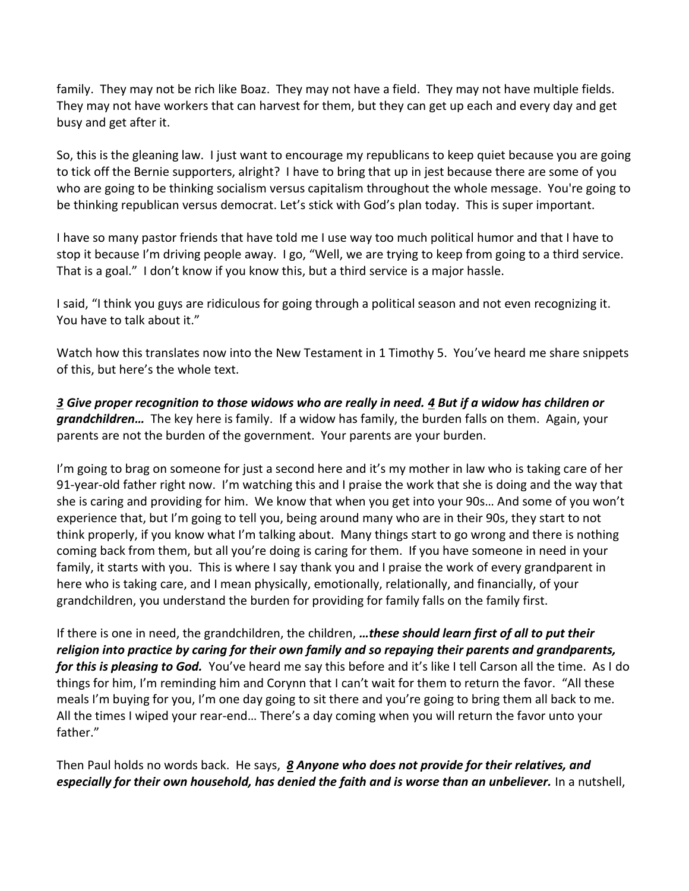family. They may not be rich like Boaz. They may not have a field. They may not have multiple fields. They may not have workers that can harvest for them, but they can get up each and every day and get busy and get after it.

So, this is the gleaning law. I just want to encourage my republicans to keep quiet because you are going to tick off the Bernie supporters, alright? I have to bring that up in jest because there are some of you who are going to be thinking socialism versus capitalism throughout the whole message. You're going to be thinking republican versus democrat. Let's stick with God's plan today. This is super important.

I have so many pastor friends that have told me I use way too much political humor and that I have to stop it because I'm driving people away. I go, "Well, we are trying to keep from going to a third service. That is a goal." I don't know if you know this, but a third service is a major hassle.

I said, "I think you guys are ridiculous for going through a political season and not even recognizing it. You have to talk about it."

Watch how this translates now into the New Testament in 1 Timothy 5. You've heard me share snippets of this, but here's the whole text.

***3 Give proper recognition to those widows who are really in need. 4 But if a widow has children or grandchildren…*** The key here is family. If a widow has family, the burden falls on them. Again, your parents are not the burden of the government. Your parents are your burden.

I'm going to brag on someone for just a second here and it's my mother in law who is taking care of her 91-year-old father right now. I'm watching this and I praise the work that she is doing and the way that she is caring and providing for him. We know that when you get into your 90s… And some of you won't experience that, but I'm going to tell you, being around many who are in their 90s, they start to not think properly, if you know what I'm talking about. Many things start to go wrong and there is nothing coming back from them, but all you're doing is caring for them. If you have someone in need in your family, it starts with you. This is where I say thank you and I praise the work of every grandparent in here who is taking care, and I mean physically, emotionally, relationally, and financially, of your grandchildren, you understand the burden for providing for family falls on the family first.

If there is one in need, the grandchildren, the children, ***…these should learn first of all to put their religion into practice by caring for their own family and so repaying their parents and grandparents, for this is pleasing to God.*** You've heard me say this before and it's like I tell Carson all the time. As I do things for him, I'm reminding him and Corynn that I can't wait for them to return the favor. "All these meals I'm buying for you, I'm one day going to sit there and you're going to bring them all back to me. All the times I wiped your rear-end… There's a day coming when you will return the favor unto your father."

Then Paul holds no words back. He says, ***8 Anyone who does not provide for their relatives, and especially for their own household, has denied the faith and is worse than an unbeliever.*** In a nutshell,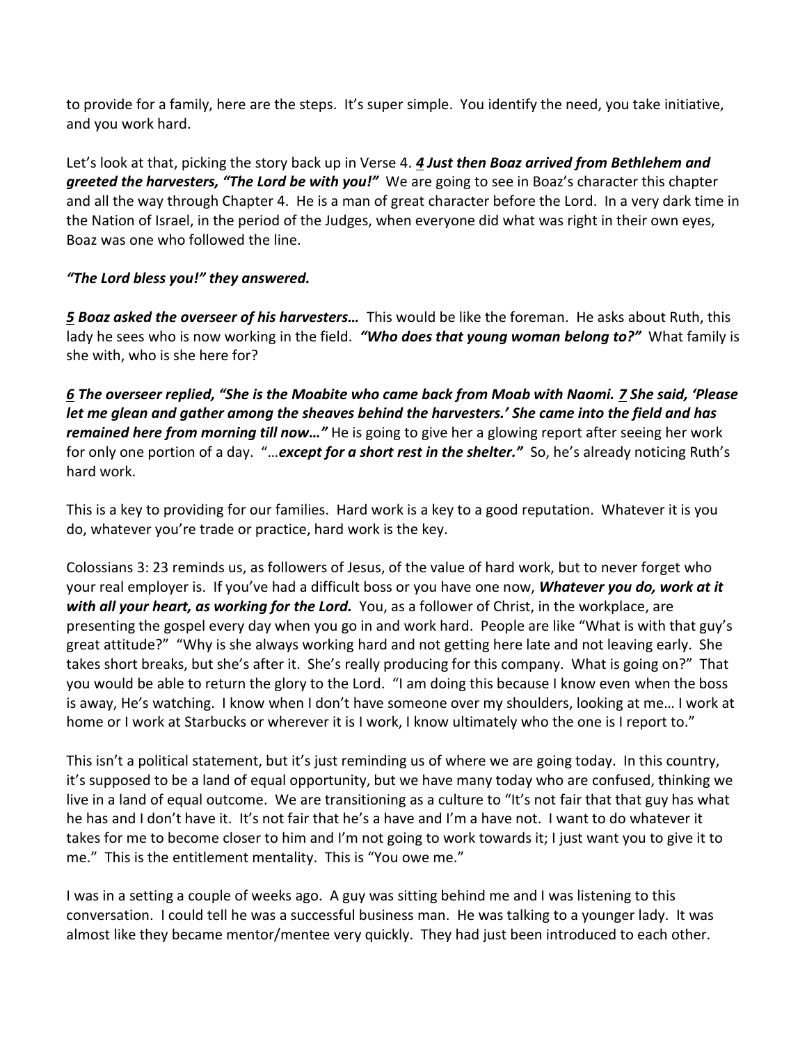to provide for a family, here are the steps. It's super simple. You identify the need, you take initiative, and you work hard.

Let's look at that, picking the story back up in Verse 4. ***4 Just then Boaz arrived from Bethlehem and greeted the harvesters, "The Lord be with you!"*** We are going to see in Boaz's character this chapter and all the way through Chapter 4. He is a man of great character before the Lord. In a very dark time in the Nation of Israel, in the period of the Judges, when everyone did what was right in their own eyes, Boaz was one who followed the line.

***"The Lord bless you!" they answered.***

***5 Boaz asked the overseer of his harvesters…*** This would be like the foreman. He asks about Ruth, this lady he sees who is now working in the field. ***"Who does that young woman belong to?"*** What family is she with, who is she here for?

***6 The overseer replied, "She is the Moabite who came back from Moab with Naomi. 7 She said, 'Please let me glean and gather among the sheaves behind the harvesters.' She came into the field and has remained here from morning till now…"*** He is going to give her a glowing report after seeing her work for only one portion of a day. "…***except for a short rest in the shelter."*** So, he's already noticing Ruth's hard work.

This is a key to providing for our families. Hard work is a key to a good reputation. Whatever it is you do, whatever you're trade or practice, hard work is the key.

Colossians 3: 23 reminds us, as followers of Jesus, of the value of hard work, but to never forget who your real employer is. If you've had a difficult boss or you have one now, ***Whatever you do, work at it with all your heart, as working for the Lord.*** You, as a follower of Christ, in the workplace, are presenting the gospel every day when you go in and work hard. People are like "What is with that guy's great attitude?" "Why is she always working hard and not getting here late and not leaving early. She takes short breaks, but she's after it. She's really producing for this company. What is going on?" That you would be able to return the glory to the Lord. "I am doing this because I know even when the boss is away, He's watching. I know when I don't have someone over my shoulders, looking at me… I work at home or I work at Starbucks or wherever it is I work, I know ultimately who the one is I report to."

This isn't a political statement, but it's just reminding us of where we are going today. In this country, it's supposed to be a land of equal opportunity, but we have many today who are confused, thinking we live in a land of equal outcome. We are transitioning as a culture to "It's not fair that that guy has what he has and I don't have it. It's not fair that he's a have and I'm a have not. I want to do whatever it takes for me to become closer to him and I'm not going to work towards it; I just want you to give it to me." This is the entitlement mentality. This is "You owe me."

I was in a setting a couple of weeks ago. A guy was sitting behind me and I was listening to this conversation. I could tell he was a successful business man. He was talking to a younger lady. It was almost like they became mentor/mentee very quickly. They had just been introduced to each other.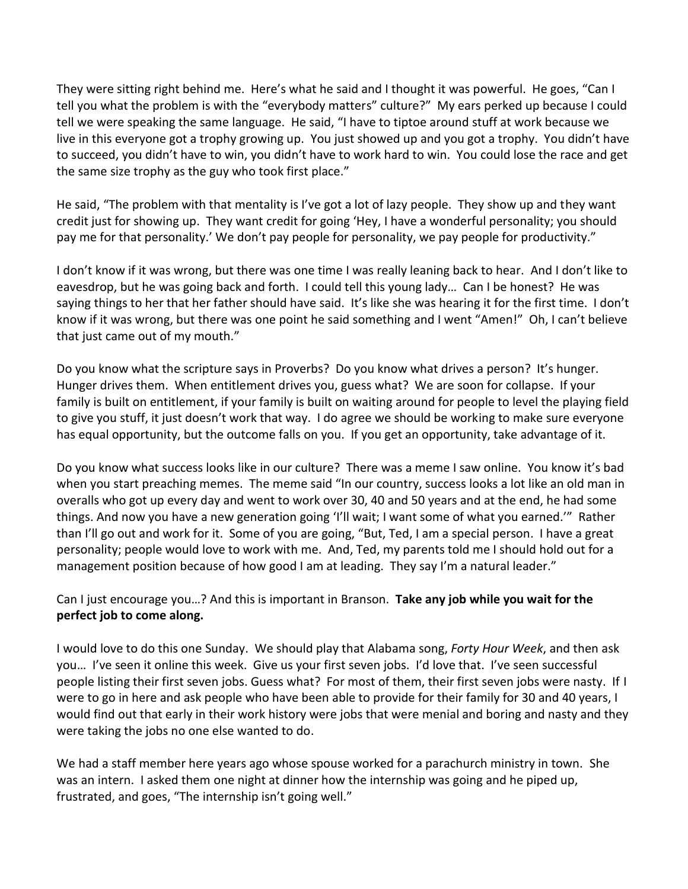They were sitting right behind me. Here's what he said and I thought it was powerful. He goes, "Can I tell you what the problem is with the "everybody matters" culture?" My ears perked up because I could tell we were speaking the same language. He said, "I have to tiptoe around stuff at work because we live in this everyone got a trophy growing up. You just showed up and you got a trophy. You didn't have to succeed, you didn't have to win, you didn't have to work hard to win. You could lose the race and get the same size trophy as the guy who took first place."

He said, "The problem with that mentality is I've got a lot of lazy people. They show up and they want credit just for showing up. They want credit for going 'Hey, I have a wonderful personality; you should pay me for that personality.' We don't pay people for personality, we pay people for productivity."

I don't know if it was wrong, but there was one time I was really leaning back to hear. And I don't like to eavesdrop, but he was going back and forth. I could tell this young lady… Can I be honest? He was saying things to her that her father should have said. It's like she was hearing it for the first time. I don't know if it was wrong, but there was one point he said something and I went "Amen!" Oh, I can't believe that just came out of my mouth."

Do you know what the scripture says in Proverbs? Do you know what drives a person? It's hunger. Hunger drives them. When entitlement drives you, guess what? We are soon for collapse. If your family is built on entitlement, if your family is built on waiting around for people to level the playing field to give you stuff, it just doesn't work that way. I do agree we should be working to make sure everyone has equal opportunity, but the outcome falls on you. If you get an opportunity, take advantage of it.

Do you know what success looks like in our culture? There was a meme I saw online. You know it's bad when you start preaching memes. The meme said "In our country, success looks a lot like an old man in overalls who got up every day and went to work over 30, 40 and 50 years and at the end, he had some things. And now you have a new generation going 'I'll wait; I want some of what you earned.'" Rather than I'll go out and work for it. Some of you are going, "But, Ted, I am a special person. I have a great personality; people would love to work with me. And, Ted, my parents told me I should hold out for a management position because of how good I am at leading. They say I'm a natural leader."

Can I just encourage you…? And this is important in Branson. **Take any job while you wait for the perfect job to come along.**

I would love to do this one Sunday. We should play that Alabama song, *Forty Hour Week*, and then ask you… I've seen it online this week. Give us your first seven jobs. I'd love that. I've seen successful people listing their first seven jobs. Guess what? For most of them, their first seven jobs were nasty. If I were to go in here and ask people who have been able to provide for their family for 30 and 40 years, I would find out that early in their work history were jobs that were menial and boring and nasty and they were taking the jobs no one else wanted to do.

We had a staff member here years ago whose spouse worked for a parachurch ministry in town. She was an intern. I asked them one night at dinner how the internship was going and he piped up, frustrated, and goes, "The internship isn't going well."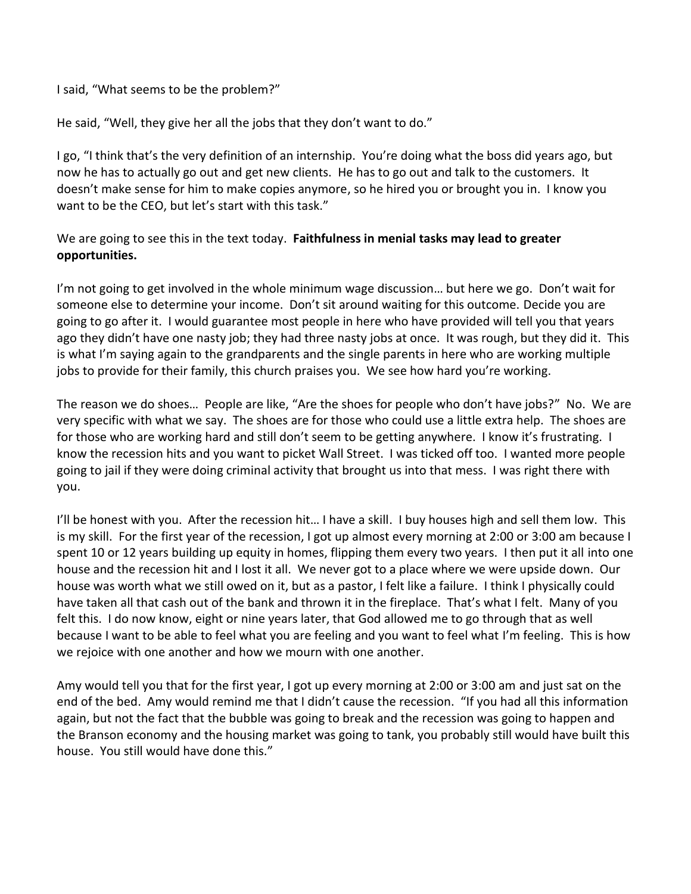I said, "What seems to be the problem?"

He said, "Well, they give her all the jobs that they don't want to do."

I go, "I think that's the very definition of an internship. You're doing what the boss did years ago, but now he has to actually go out and get new clients. He has to go out and talk to the customers. It doesn't make sense for him to make copies anymore, so he hired you or brought you in. I know you want to be the CEO, but let's start with this task."

We are going to see this in the text today. **Faithfulness in menial tasks may lead to greater opportunities.**

I'm not going to get involved in the whole minimum wage discussion… but here we go. Don't wait for someone else to determine your income. Don't sit around waiting for this outcome. Decide you are going to go after it. I would guarantee most people in here who have provided will tell you that years ago they didn't have one nasty job; they had three nasty jobs at once. It was rough, but they did it. This is what I'm saying again to the grandparents and the single parents in here who are working multiple jobs to provide for their family, this church praises you. We see how hard you're working.

The reason we do shoes… People are like, "Are the shoes for people who don't have jobs?" No. We are very specific with what we say. The shoes are for those who could use a little extra help. The shoes are for those who are working hard and still don't seem to be getting anywhere. I know it's frustrating. I know the recession hits and you want to picket Wall Street. I was ticked off too. I wanted more people going to jail if they were doing criminal activity that brought us into that mess. I was right there with you.

I'll be honest with you. After the recession hit… I have a skill. I buy houses high and sell them low. This is my skill. For the first year of the recession, I got up almost every morning at 2:00 or 3:00 am because I spent 10 or 12 years building up equity in homes, flipping them every two years. I then put it all into one house and the recession hit and I lost it all. We never got to a place where we were upside down. Our house was worth what we still owed on it, but as a pastor, I felt like a failure. I think I physically could have taken all that cash out of the bank and thrown it in the fireplace. That's what I felt. Many of you felt this. I do now know, eight or nine years later, that God allowed me to go through that as well because I want to be able to feel what you are feeling and you want to feel what I'm feeling. This is how we rejoice with one another and how we mourn with one another.

Amy would tell you that for the first year, I got up every morning at 2:00 or 3:00 am and just sat on the end of the bed. Amy would remind me that I didn't cause the recession. "If you had all this information again, but not the fact that the bubble was going to break and the recession was going to happen and the Branson economy and the housing market was going to tank, you probably still would have built this house. You still would have done this."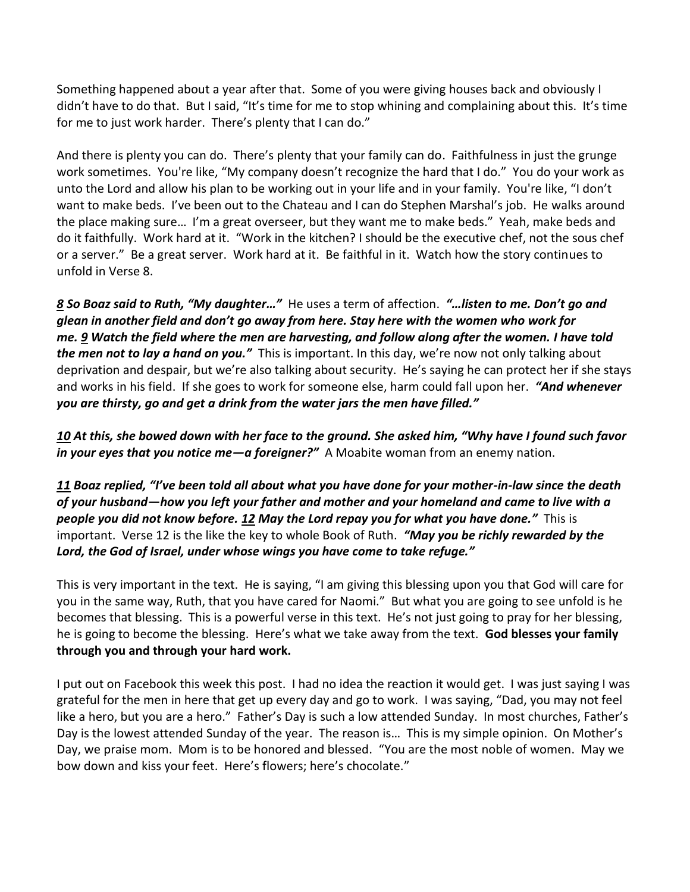Something happened about a year after that. Some of you were giving houses back and obviously I didn't have to do that. But I said, "It's time for me to stop whining and complaining about this. It's time for me to just work harder. There's plenty that I can do."

And there is plenty you can do. There's plenty that your family can do. Faithfulness in just the grunge work sometimes. You're like, "My company doesn't recognize the hard that I do." You do your work as unto the Lord and allow his plan to be working out in your life and in your family. You're like, "I don't want to make beds. I've been out to the Chateau and I can do Stephen Marshal's job. He walks around the place making sure… I'm a great overseer, but they want me to make beds." Yeah, make beds and do it faithfully. Work hard at it. "Work in the kitchen? I should be the executive chef, not the sous chef or a server." Be a great server. Work hard at it. Be faithful in it. Watch how the story continues to unfold in Verse 8.

***8 So Boaz said to Ruth, "My daughter…"*** He uses a term of affection. ***"…listen to me. Don't go and glean in another field and don't go away from here. Stay here with the women who work for me. 9 Watch the field where the men are harvesting, and follow along after the women. I have told the men not to lay a hand on you."*** This is important. In this day, we're now not only talking about deprivation and despair, but we're also talking about security. He's saying he can protect her if she stays and works in his field. If she goes to work for someone else, harm could fall upon her. ***"And whenever you are thirsty, go and get a drink from the water jars the men have filled."***

***10 At this, she bowed down with her face to the ground. She asked him, "Why have I found such favor in your eyes that you notice me—a foreigner?"*** A Moabite woman from an enemy nation.

***11 Boaz replied, "I've been told all about what you have done for your mother-in-law since the death of your husband—how you left your father and mother and your homeland and came to live with a people you did not know before. 12 May the Lord repay you for what you have done."*** This is important. Verse 12 is the like the key to whole Book of Ruth. ***"May you be richly rewarded by the Lord, the God of Israel, under whose wings you have come to take refuge."***

This is very important in the text. He is saying, "I am giving this blessing upon you that God will care for you in the same way, Ruth, that you have cared for Naomi." But what you are going to see unfold is he becomes that blessing. This is a powerful verse in this text. He's not just going to pray for her blessing, he is going to become the blessing. Here's what we take away from the text. **God blesses your family through you and through your hard work.**

I put out on Facebook this week this post. I had no idea the reaction it would get. I was just saying I was grateful for the men in here that get up every day and go to work. I was saying, "Dad, you may not feel like a hero, but you are a hero." Father's Day is such a low attended Sunday. In most churches, Father's Day is the lowest attended Sunday of the year. The reason is… This is my simple opinion. On Mother's Day, we praise mom. Mom is to be honored and blessed. "You are the most noble of women. May we bow down and kiss your feet. Here's flowers; here's chocolate."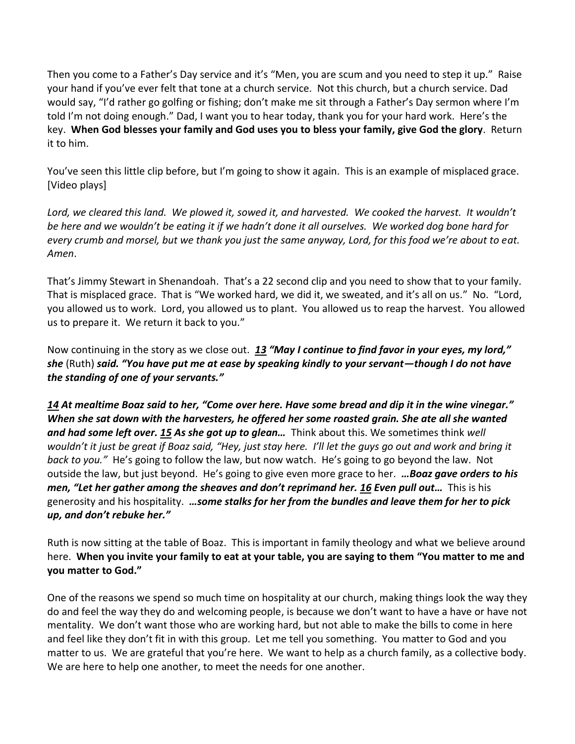Then you come to a Father's Day service and it's "Men, you are scum and you need to step it up." Raise your hand if you've ever felt that tone at a church service. Not this church, but a church service. Dad would say, "I'd rather go golfing or fishing; don't make me sit through a Father's Day sermon where I'm told I'm not doing enough." Dad, I want you to hear today, thank you for your hard work. Here's the key. **When God blesses your family and God uses you to bless your family, give God the glory**. Return it to him.

You've seen this little clip before, but I'm going to show it again. This is an example of misplaced grace. [Video plays]

*Lord, we cleared this land. We plowed it, sowed it, and harvested. We cooked the harvest. It wouldn't be here and we wouldn't be eating it if we hadn't done it all ourselves. We worked dog bone hard for every crumb and morsel, but we thank you just the same anyway, Lord, for this food we're about to eat. Amen*.

That's Jimmy Stewart in Shenandoah. That's a 22 second clip and you need to show that to your family. That is misplaced grace. That is "We worked hard, we did it, we sweated, and it's all on us." No. "Lord, you allowed us to work. Lord, you allowed us to plant. You allowed us to reap the harvest. You allowed us to prepare it. We return it back to you."

Now continuing in the story as we close out. ***13 "May I continue to find favor in your eyes, my lord," she*** (Ruth) ***said. "You have put me at ease by speaking kindly to your servant—though I do not have the standing of one of your servants."***

***14 At mealtime Boaz said to her, "Come over here. Have some bread and dip it in the wine vinegar." When she sat down with the harvesters, he offered her some roasted grain. She ate all she wanted and had some left over. 15 As she got up to glean…*** Think about this. We sometimes think *well wouldn't it just be great if Boaz said, "Hey, just stay here. I'll let the guys go out and work and bring it back to you."* He's going to follow the law, but now watch. He's going to go beyond the law. Not outside the law, but just beyond. He's going to give even more grace to her. ***…Boaz gave orders to his men, "Let her gather among the sheaves and don't reprimand her. 16 Even pull out…*** This is his generosity and his hospitality. ***…some stalks for her from the bundles and leave them for her to pick up, and don't rebuke her."***

Ruth is now sitting at the table of Boaz. This is important in family theology and what we believe around here. **When you invite your family to eat at your table, you are saying to them "You matter to me and you matter to God."**

One of the reasons we spend so much time on hospitality at our church, making things look the way they do and feel the way they do and welcoming people, is because we don't want to have a have or have not mentality. We don't want those who are working hard, but not able to make the bills to come in here and feel like they don't fit in with this group. Let me tell you something. You matter to God and you matter to us. We are grateful that you're here. We want to help as a church family, as a collective body. We are here to help one another, to meet the needs for one another.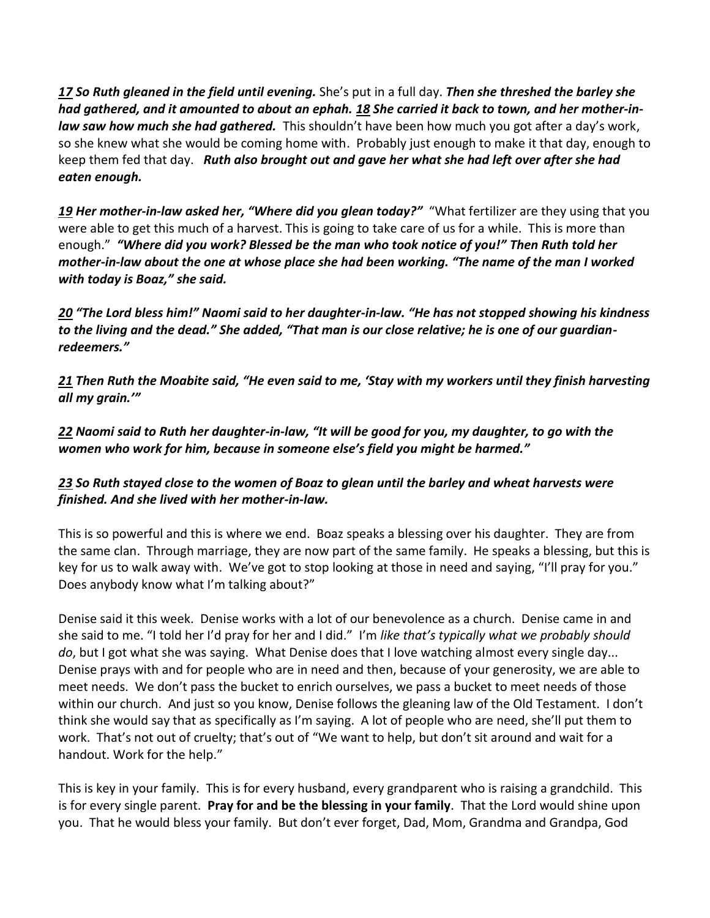***17** So Ruth gleaned in the field until evening.* She's put in a full day. ***Then she threshed the barley she had gathered, and it amounted to about an ephah. 18 She carried it back to town, and her mother-in-law saw how much she had gathered.*** This shouldn't have been how much you got after a day's work, so she knew what she would be coming home with. Probably just enough to make it that day, enough to keep them fed that day. ***Ruth also brought out and gave her what she had left over after she had eaten enough.***

***19** Her mother-in-law asked her, "Where did you glean today?"* "What fertilizer are they using that you were able to get this much of a harvest. This is going to take care of us for a while. This is more than enough." ***"Where did you work? Blessed be the man who took notice of you!" Then Ruth told her mother-in-law about the one at whose place she had been working. "The name of the man I worked with today is Boaz," she said.***

***20** "The Lord bless him!" Naomi said to her daughter-in-law. "He has not stopped showing his kindness to the living and the dead." She added, "That man is our close relative; he is one of our guardian-redeemers."*

***21** Then Ruth the Moabite said, "He even said to me, 'Stay with my workers until they finish harvesting all my grain.'"*

***22** Naomi said to Ruth her daughter-in-law, "It will be good for you, my daughter, to go with the women who work for him, because in someone else's field you might be harmed."*

***23** So Ruth stayed close to the women of Boaz to glean until the barley and wheat harvests were finished. And she lived with her mother-in-law.*

This is so powerful and this is where we end. Boaz speaks a blessing over his daughter. They are from the same clan. Through marriage, they are now part of the same family. He speaks a blessing, but this is key for us to walk away with. We've got to stop looking at those in need and saying, "I'll pray for you." Does anybody know what I'm talking about?"

Denise said it this week. Denise works with a lot of our benevolence as a church. Denise came in and she said to me. "I told her I'd pray for her and I did." I'm *like that's typically what we probably should do*, but I got what she was saying. What Denise does that I love watching almost every single day... Denise prays with and for people who are in need and then, because of your generosity, we are able to meet needs. We don't pass the bucket to enrich ourselves, we pass a bucket to meet needs of those within our church. And just so you know, Denise follows the gleaning law of the Old Testament. I don't think she would say that as specifically as I'm saying. A lot of people who are need, she'll put them to work. That's not out of cruelty; that's out of "We want to help, but don't sit around and wait for a handout. Work for the help."

This is key in your family. This is for every husband, every grandparent who is raising a grandchild. This is for every single parent. **Pray for and be the blessing in your family**. That the Lord would shine upon you. That he would bless your family. But don't ever forget, Dad, Mom, Grandma and Grandpa, God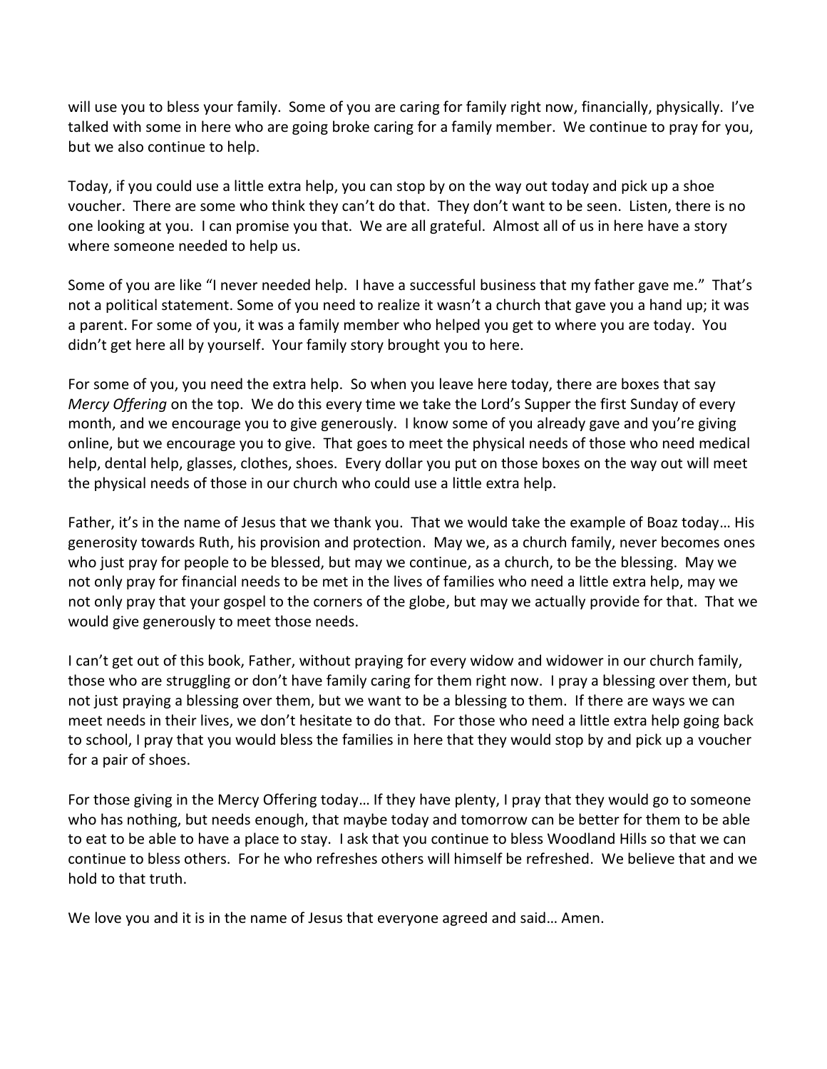will use you to bless your family. Some of you are caring for family right now, financially, physically. I've talked with some in here who are going broke caring for a family member. We continue to pray for you, but we also continue to help.

Today, if you could use a little extra help, you can stop by on the way out today and pick up a shoe voucher. There are some who think they can't do that. They don't want to be seen. Listen, there is no one looking at you. I can promise you that. We are all grateful. Almost all of us in here have a story where someone needed to help us.

Some of you are like "I never needed help. I have a successful business that my father gave me." That's not a political statement. Some of you need to realize it wasn't a church that gave you a hand up; it was a parent. For some of you, it was a family member who helped you get to where you are today. You didn't get here all by yourself. Your family story brought you to here.

For some of you, you need the extra help. So when you leave here today, there are boxes that say *Mercy Offering* on the top. We do this every time we take the Lord's Supper the first Sunday of every month, and we encourage you to give generously. I know some of you already gave and you're giving online, but we encourage you to give. That goes to meet the physical needs of those who need medical help, dental help, glasses, clothes, shoes. Every dollar you put on those boxes on the way out will meet the physical needs of those in our church who could use a little extra help.

Father, it's in the name of Jesus that we thank you. That we would take the example of Boaz today… His generosity towards Ruth, his provision and protection. May we, as a church family, never becomes ones who just pray for people to be blessed, but may we continue, as a church, to be the blessing. May we not only pray for financial needs to be met in the lives of families who need a little extra help, may we not only pray that your gospel to the corners of the globe, but may we actually provide for that. That we would give generously to meet those needs.

I can't get out of this book, Father, without praying for every widow and widower in our church family, those who are struggling or don't have family caring for them right now. I pray a blessing over them, but not just praying a blessing over them, but we want to be a blessing to them. If there are ways we can meet needs in their lives, we don't hesitate to do that. For those who need a little extra help going back to school, I pray that you would bless the families in here that they would stop by and pick up a voucher for a pair of shoes.

For those giving in the Mercy Offering today… If they have plenty, I pray that they would go to someone who has nothing, but needs enough, that maybe today and tomorrow can be better for them to be able to eat to be able to have a place to stay. I ask that you continue to bless Woodland Hills so that we can continue to bless others. For he who refreshes others will himself be refreshed. We believe that and we hold to that truth.

We love you and it is in the name of Jesus that everyone agreed and said… Amen.